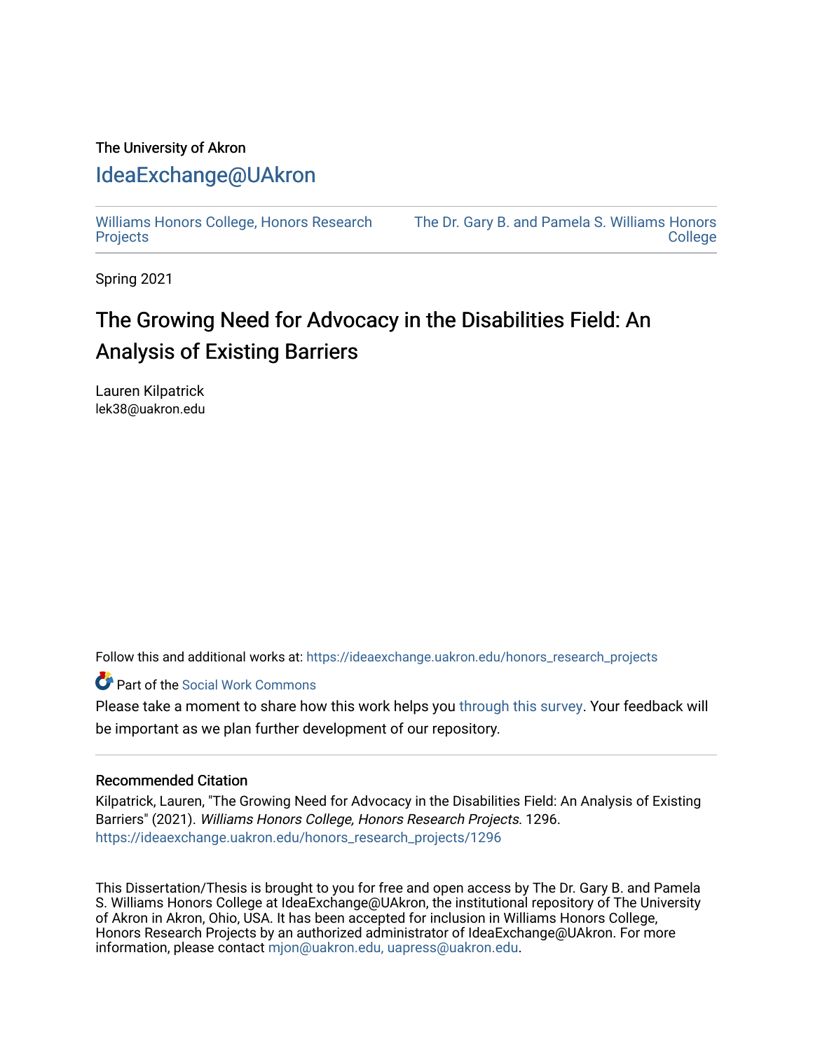The University of Akron

# IdeaExchange@UAkron

Williams Honors College, Honors Research Projects | The Dr. Gary B. and Pamela S. Williams Honors College

Spring 2021

# The Growing Need for Advocacy in the Disabilities Field: An Analysis of Existing Barriers

Lauren Kilpatrick
lek38@uakron.edu

Follow this and additional works at: https://ideaexchange.uakron.edu/honors_research_projects

Part of the Social Work Commons

Please take a moment to share how this work helps you through this survey. Your feedback will be important as we plan further development of our repository.

## Recommended Citation

Kilpatrick, Lauren, "The Growing Need for Advocacy in the Disabilities Field: An Analysis of Existing Barriers" (2021). *Williams Honors College, Honors Research Projects*. 1296.
https://ideaexchange.uakron.edu/honors_research_projects/1296

This Dissertation/Thesis is brought to you for free and open access by The Dr. Gary B. and Pamela S. Williams Honors College at IdeaExchange@UAkron, the institutional repository of The University of Akron in Akron, Ohio, USA. It has been accepted for inclusion in Williams Honors College, Honors Research Projects by an authorized administrator of IdeaExchange@UAkron. For more information, please contact mjon@uakron.edu, uapress@uakron.edu.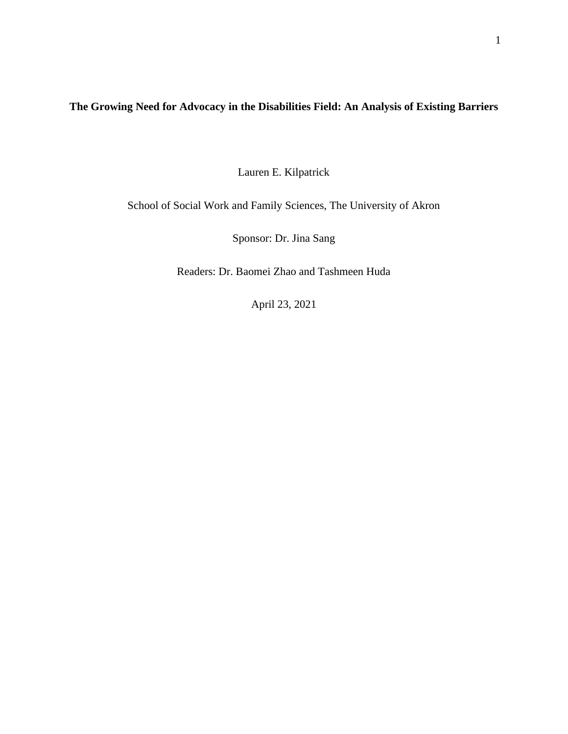# The Growing Need for Advocacy in the Disabilities Field: An Analysis of Existing Barriers

Lauren E. Kilpatrick

School of Social Work and Family Sciences, The University of Akron

Sponsor: Dr. Jina Sang

Readers: Dr. Baomei Zhao and Tashmeen Huda

April 23, 2021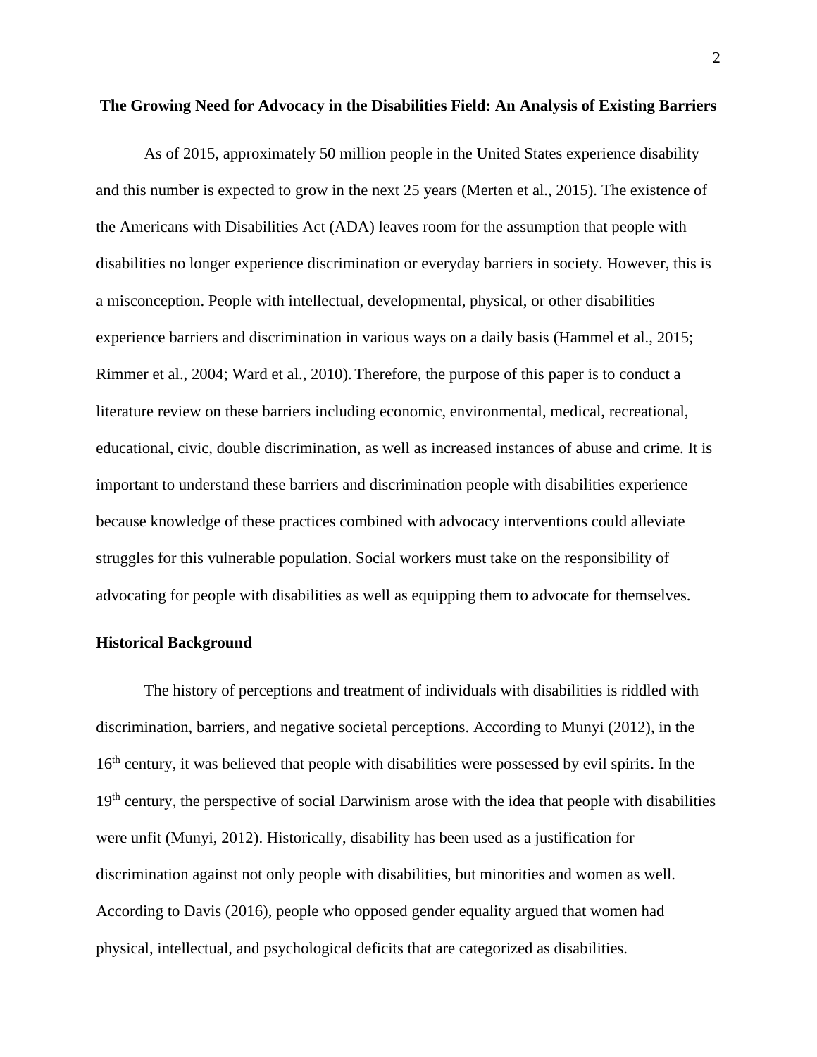# The Growing Need for Advocacy in the Disabilities Field: An Analysis of Existing Barriers

As of 2015, approximately 50 million people in the United States experience disability and this number is expected to grow in the next 25 years (Merten et al., 2015). The existence of the Americans with Disabilities Act (ADA) leaves room for the assumption that people with disabilities no longer experience discrimination or everyday barriers in society. However, this is a misconception. People with intellectual, developmental, physical, or other disabilities experience barriers and discrimination in various ways on a daily basis (Hammel et al., 2015; Rimmer et al., 2004; Ward et al., 2010). Therefore, the purpose of this paper is to conduct a literature review on these barriers including economic, environmental, medical, recreational, educational, civic, double discrimination, as well as increased instances of abuse and crime. It is important to understand these barriers and discrimination people with disabilities experience because knowledge of these practices combined with advocacy interventions could alleviate struggles for this vulnerable population. Social workers must take on the responsibility of advocating for people with disabilities as well as equipping them to advocate for themselves.

## Historical Background

The history of perceptions and treatment of individuals with disabilities is riddled with discrimination, barriers, and negative societal perceptions. According to Munyi (2012), in the 16th century, it was believed that people with disabilities were possessed by evil spirits. In the 19th century, the perspective of social Darwinism arose with the idea that people with disabilities were unfit (Munyi, 2012). Historically, disability has been used as a justification for discrimination against not only people with disabilities, but minorities and women as well. According to Davis (2016), people who opposed gender equality argued that women had physical, intellectual, and psychological deficits that are categorized as disabilities.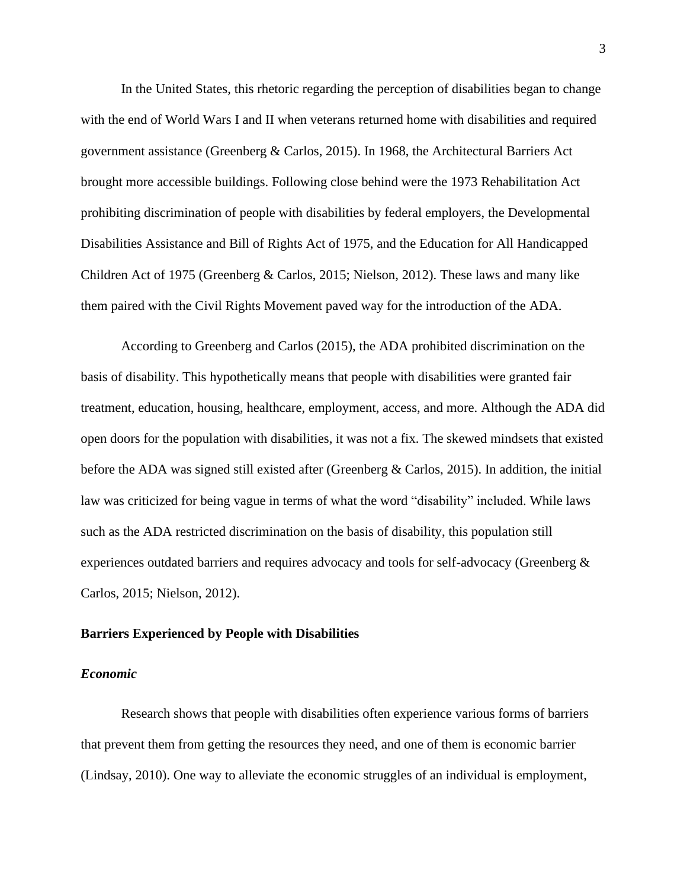In the United States, this rhetoric regarding the perception of disabilities began to change with the end of World Wars I and II when veterans returned home with disabilities and required government assistance (Greenberg & Carlos, 2015). In 1968, the Architectural Barriers Act brought more accessible buildings. Following close behind were the 1973 Rehabilitation Act prohibiting discrimination of people with disabilities by federal employers, the Developmental Disabilities Assistance and Bill of Rights Act of 1975, and the Education for All Handicapped Children Act of 1975 (Greenberg & Carlos, 2015; Nielson, 2012). These laws and many like them paired with the Civil Rights Movement paved way for the introduction of the ADA.

According to Greenberg and Carlos (2015), the ADA prohibited discrimination on the basis of disability. This hypothetically means that people with disabilities were granted fair treatment, education, housing, healthcare, employment, access, and more. Although the ADA did open doors for the population with disabilities, it was not a fix. The skewed mindsets that existed before the ADA was signed still existed after (Greenberg & Carlos, 2015). In addition, the initial law was criticized for being vague in terms of what the word "disability" included. While laws such as the ADA restricted discrimination on the basis of disability, this population still experiences outdated barriers and requires advocacy and tools for self-advocacy (Greenberg & Carlos, 2015; Nielson, 2012).

## Barriers Experienced by People with Disabilities

### *Economic*

Research shows that people with disabilities often experience various forms of barriers that prevent them from getting the resources they need, and one of them is economic barrier (Lindsay, 2010). One way to alleviate the economic struggles of an individual is employment,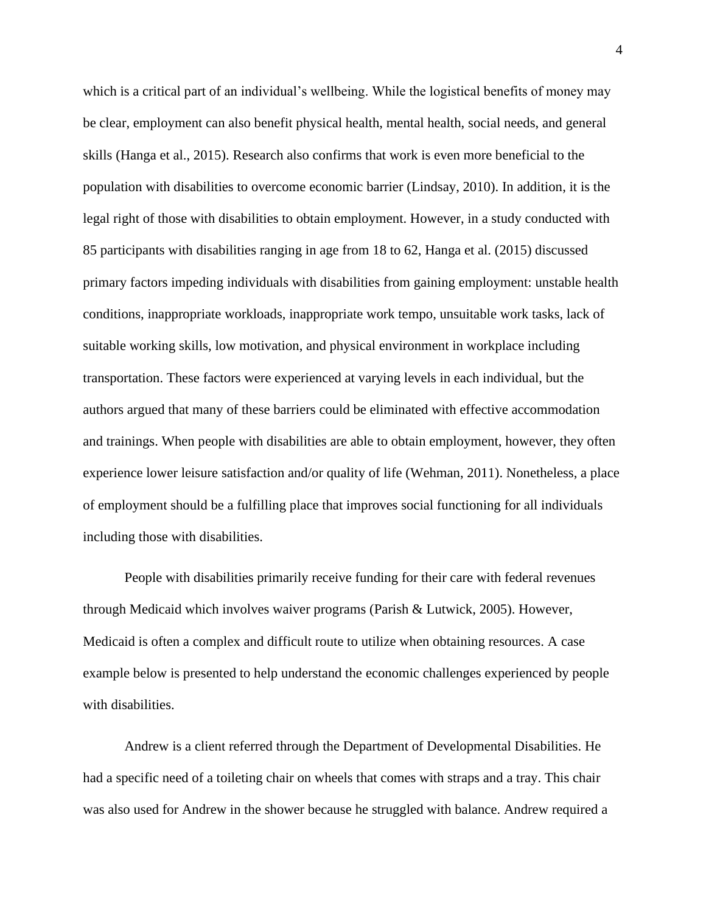which is a critical part of an individual's wellbeing. While the logistical benefits of money may be clear, employment can also benefit physical health, mental health, social needs, and general skills (Hanga et al., 2015). Research also confirms that work is even more beneficial to the population with disabilities to overcome economic barrier (Lindsay, 2010). In addition, it is the legal right of those with disabilities to obtain employment. However, in a study conducted with 85 participants with disabilities ranging in age from 18 to 62, Hanga et al. (2015) discussed primary factors impeding individuals with disabilities from gaining employment: unstable health conditions, inappropriate workloads, inappropriate work tempo, unsuitable work tasks, lack of suitable working skills, low motivation, and physical environment in workplace including transportation. These factors were experienced at varying levels in each individual, but the authors argued that many of these barriers could be eliminated with effective accommodation and trainings. When people with disabilities are able to obtain employment, however, they often experience lower leisure satisfaction and/or quality of life (Wehman, 2011). Nonetheless, a place of employment should be a fulfilling place that improves social functioning for all individuals including those with disabilities.

People with disabilities primarily receive funding for their care with federal revenues through Medicaid which involves waiver programs (Parish & Lutwick, 2005). However, Medicaid is often a complex and difficult route to utilize when obtaining resources. A case example below is presented to help understand the economic challenges experienced by people with disabilities.

Andrew is a client referred through the Department of Developmental Disabilities. He had a specific need of a toileting chair on wheels that comes with straps and a tray. This chair was also used for Andrew in the shower because he struggled with balance. Andrew required a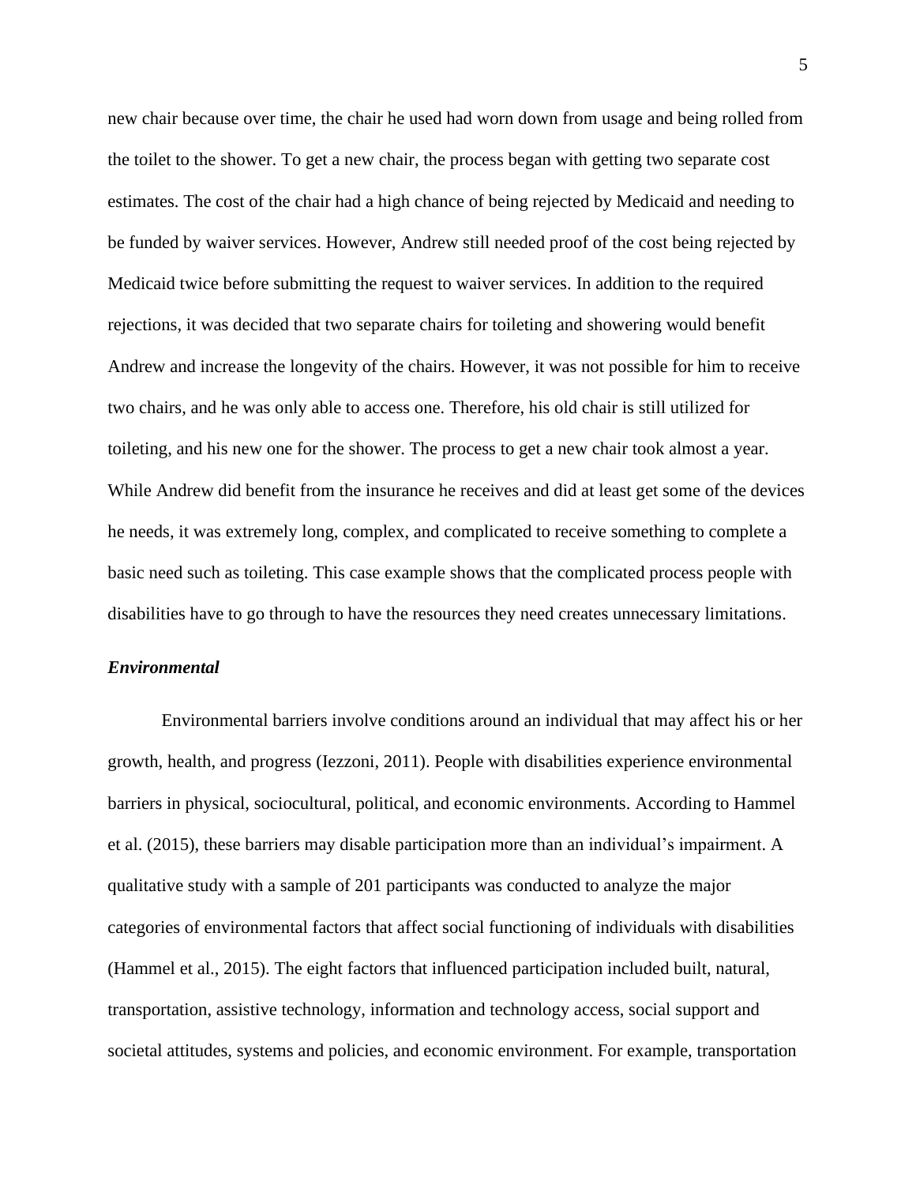new chair because over time, the chair he used had worn down from usage and being rolled from the toilet to the shower. To get a new chair, the process began with getting two separate cost estimates. The cost of the chair had a high chance of being rejected by Medicaid and needing to be funded by waiver services. However, Andrew still needed proof of the cost being rejected by Medicaid twice before submitting the request to waiver services. In addition to the required rejections, it was decided that two separate chairs for toileting and showering would benefit Andrew and increase the longevity of the chairs. However, it was not possible for him to receive two chairs, and he was only able to access one. Therefore, his old chair is still utilized for toileting, and his new one for the shower. The process to get a new chair took almost a year. While Andrew did benefit from the insurance he receives and did at least get some of the devices he needs, it was extremely long, complex, and complicated to receive something to complete a basic need such as toileting. This case example shows that the complicated process people with disabilities have to go through to have the resources they need creates unnecessary limitations.

### *Environmental*

Environmental barriers involve conditions around an individual that may affect his or her growth, health, and progress (Iezzoni, 2011). People with disabilities experience environmental barriers in physical, sociocultural, political, and economic environments. According to Hammel et al. (2015), these barriers may disable participation more than an individual's impairment. A qualitative study with a sample of 201 participants was conducted to analyze the major categories of environmental factors that affect social functioning of individuals with disabilities (Hammel et al., 2015). The eight factors that influenced participation included built, natural, transportation, assistive technology, information and technology access, social support and societal attitudes, systems and policies, and economic environment. For example, transportation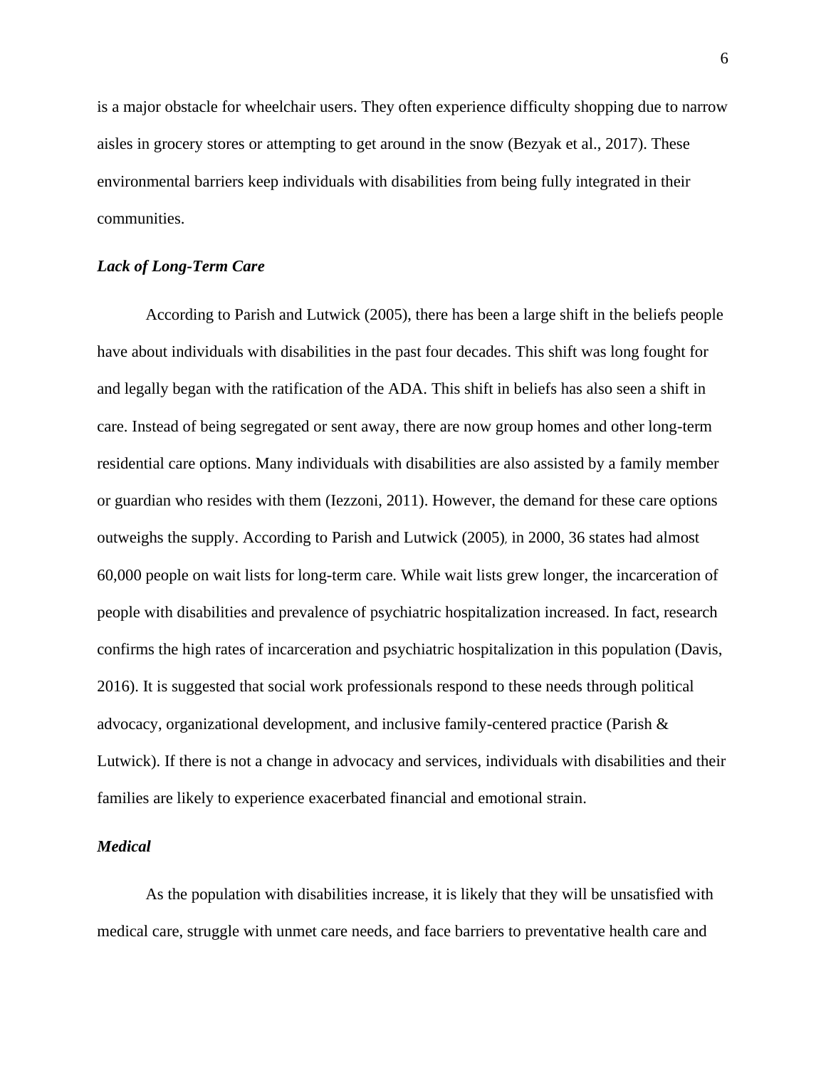is a major obstacle for wheelchair users. They often experience difficulty shopping due to narrow aisles in grocery stores or attempting to get around in the snow (Bezyak et al., 2017). These environmental barriers keep individuals with disabilities from being fully integrated in their communities.

### ***Lack of Long-Term Care***

According to Parish and Lutwick (2005), there has been a large shift in the beliefs people have about individuals with disabilities in the past four decades. This shift was long fought for and legally began with the ratification of the ADA. This shift in beliefs has also seen a shift in care. Instead of being segregated or sent away, there are now group homes and other long-term residential care options. Many individuals with disabilities are also assisted by a family member or guardian who resides with them (Iezzoni, 2011). However, the demand for these care options outweighs the supply. According to Parish and Lutwick (2005), in 2000, 36 states had almost 60,000 people on wait lists for long-term care. While wait lists grew longer, the incarceration of people with disabilities and prevalence of psychiatric hospitalization increased. In fact, research confirms the high rates of incarceration and psychiatric hospitalization in this population (Davis, 2016). It is suggested that social work professionals respond to these needs through political advocacy, organizational development, and inclusive family-centered practice (Parish & Lutwick). If there is not a change in advocacy and services, individuals with disabilities and their families are likely to experience exacerbated financial and emotional strain.

### ***Medical***

As the population with disabilities increase, it is likely that they will be unsatisfied with medical care, struggle with unmet care needs, and face barriers to preventative health care and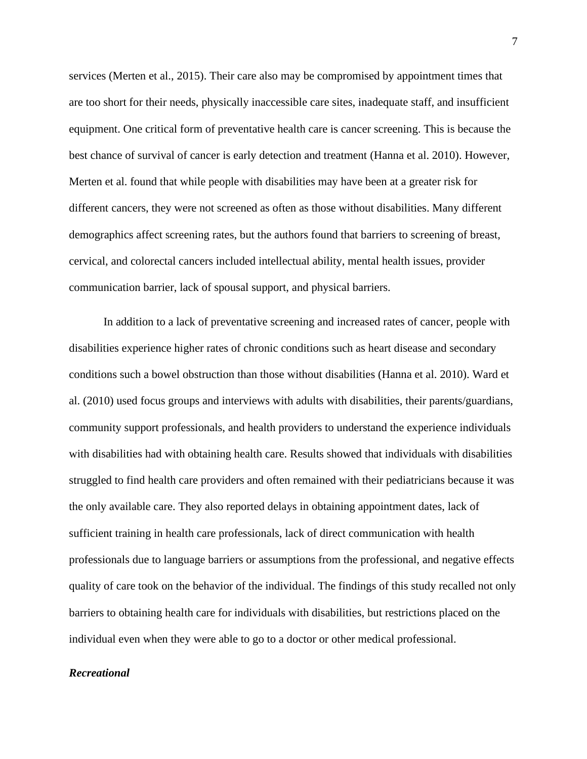services (Merten et al., 2015). Their care also may be compromised by appointment times that are too short for their needs, physically inaccessible care sites, inadequate staff, and insufficient equipment. One critical form of preventative health care is cancer screening. This is because the best chance of survival of cancer is early detection and treatment (Hanna et al. 2010). However, Merten et al. found that while people with disabilities may have been at a greater risk for different cancers, they were not screened as often as those without disabilities. Many different demographics affect screening rates, but the authors found that barriers to screening of breast, cervical, and colorectal cancers included intellectual ability, mental health issues, provider communication barrier, lack of spousal support, and physical barriers.

In addition to a lack of preventative screening and increased rates of cancer, people with disabilities experience higher rates of chronic conditions such as heart disease and secondary conditions such a bowel obstruction than those without disabilities (Hanna et al. 2010). Ward et al. (2010) used focus groups and interviews with adults with disabilities, their parents/guardians, community support professionals, and health providers to understand the experience individuals with disabilities had with obtaining health care. Results showed that individuals with disabilities struggled to find health care providers and often remained with their pediatricians because it was the only available care. They also reported delays in obtaining appointment dates, lack of sufficient training in health care professionals, lack of direct communication with health professionals due to language barriers or assumptions from the professional, and negative effects quality of care took on the behavior of the individual. The findings of this study recalled not only barriers to obtaining health care for individuals with disabilities, but restrictions placed on the individual even when they were able to go to a doctor or other medical professional.

### ***Recreational***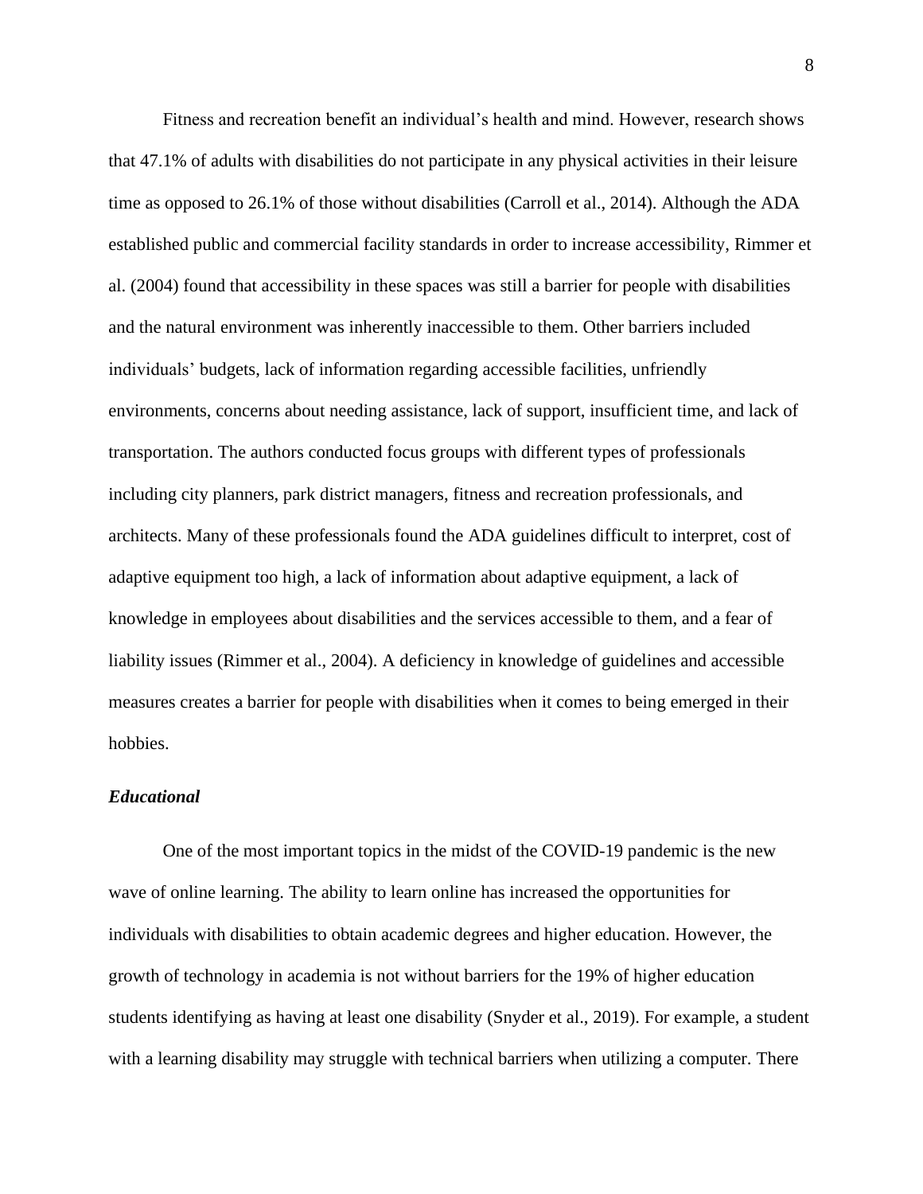Fitness and recreation benefit an individual's health and mind. However, research shows that 47.1% of adults with disabilities do not participate in any physical activities in their leisure time as opposed to 26.1% of those without disabilities (Carroll et al., 2014). Although the ADA established public and commercial facility standards in order to increase accessibility, Rimmer et al. (2004) found that accessibility in these spaces was still a barrier for people with disabilities and the natural environment was inherently inaccessible to them. Other barriers included individuals' budgets, lack of information regarding accessible facilities, unfriendly environments, concerns about needing assistance, lack of support, insufficient time, and lack of transportation. The authors conducted focus groups with different types of professionals including city planners, park district managers, fitness and recreation professionals, and architects. Many of these professionals found the ADA guidelines difficult to interpret, cost of adaptive equipment too high, a lack of information about adaptive equipment, a lack of knowledge in employees about disabilities and the services accessible to them, and a fear of liability issues (Rimmer et al., 2004). A deficiency in knowledge of guidelines and accessible measures creates a barrier for people with disabilities when it comes to being emerged in their hobbies.

### *Educational*

One of the most important topics in the midst of the COVID-19 pandemic is the new wave of online learning. The ability to learn online has increased the opportunities for individuals with disabilities to obtain academic degrees and higher education. However, the growth of technology in academia is not without barriers for the 19% of higher education students identifying as having at least one disability (Snyder et al., 2019). For example, a student with a learning disability may struggle with technical barriers when utilizing a computer. There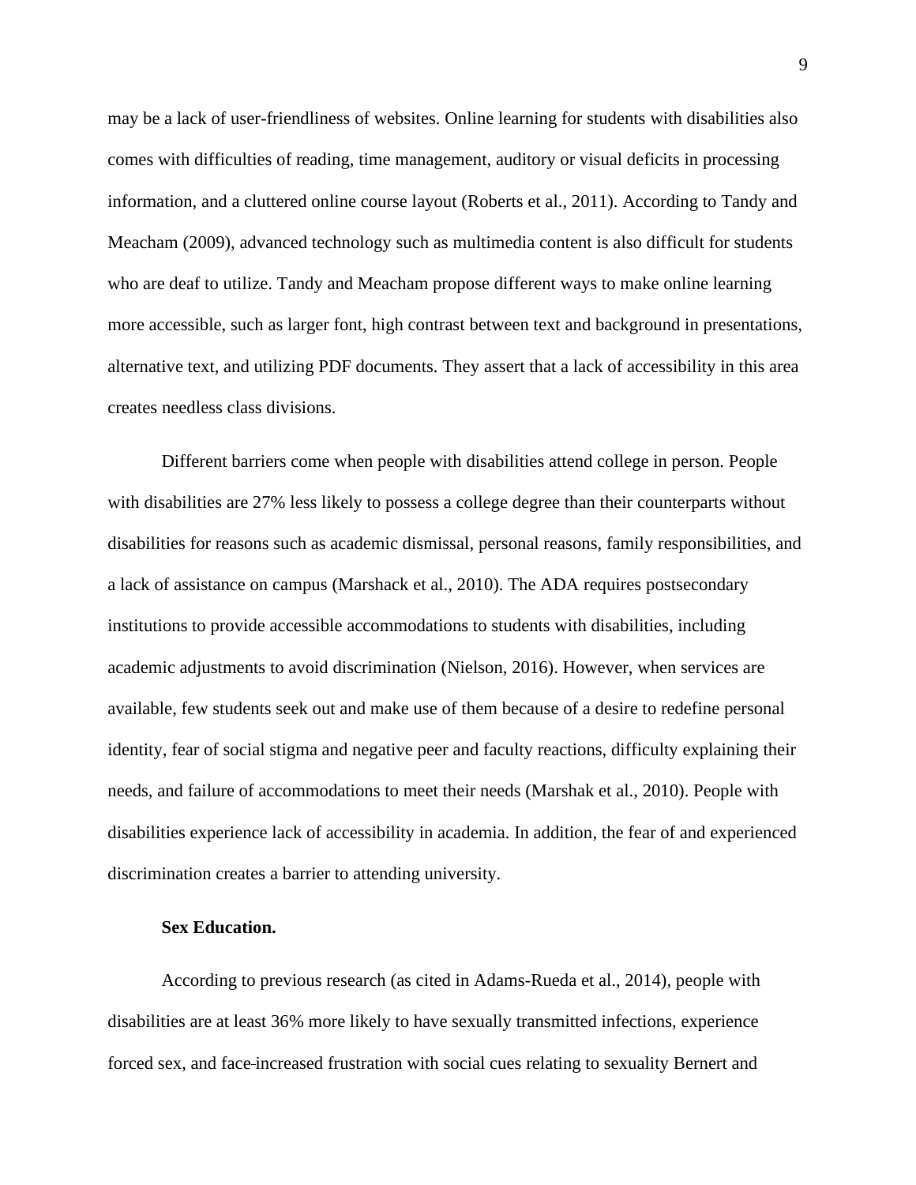may be a lack of user-friendliness of websites. Online learning for students with disabilities also comes with difficulties of reading, time management, auditory or visual deficits in processing information, and a cluttered online course layout (Roberts et al., 2011). According to Tandy and Meacham (2009), advanced technology such as multimedia content is also difficult for students who are deaf to utilize. Tandy and Meacham propose different ways to make online learning more accessible, such as larger font, high contrast between text and background in presentations, alternative text, and utilizing PDF documents. They assert that a lack of accessibility in this area creates needless class divisions.

Different barriers come when people with disabilities attend college in person. People with disabilities are 27% less likely to possess a college degree than their counterparts without disabilities for reasons such as academic dismissal, personal reasons, family responsibilities, and a lack of assistance on campus (Marshack et al., 2010). The ADA requires postsecondary institutions to provide accessible accommodations to students with disabilities, including academic adjustments to avoid discrimination (Nielson, 2016). However, when services are available, few students seek out and make use of them because of a desire to redefine personal identity, fear of social stigma and negative peer and faculty reactions, difficulty explaining their needs, and failure of accommodations to meet their needs (Marshak et al., 2010). People with disabilities experience lack of accessibility in academia. In addition, the fear of and experienced discrimination creates a barrier to attending university.

**Sex Education.**

According to previous research (as cited in Adams-Rueda et al., 2014), people with disabilities are at least 36% more likely to have sexually transmitted infections, experience forced sex, and face-increased frustration with social cues relating to sexuality Bernert and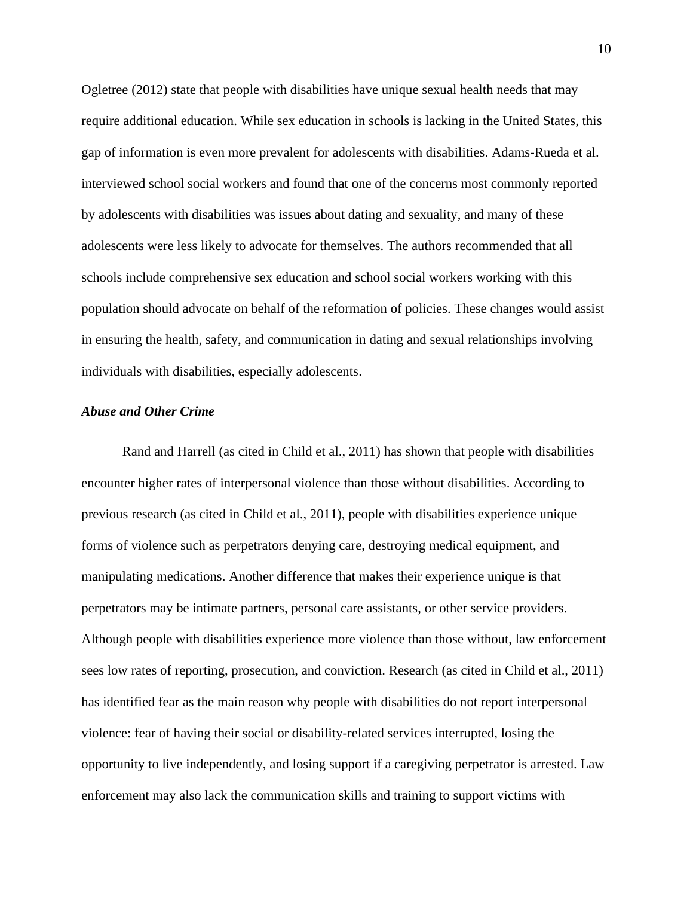Ogletree (2012) state that people with disabilities have unique sexual health needs that may require additional education. While sex education in schools is lacking in the United States, this gap of information is even more prevalent for adolescents with disabilities. Adams-Rueda et al. interviewed school social workers and found that one of the concerns most commonly reported by adolescents with disabilities was issues about dating and sexuality, and many of these adolescents were less likely to advocate for themselves. The authors recommended that all schools include comprehensive sex education and school social workers working with this population should advocate on behalf of the reformation of policies. These changes would assist in ensuring the health, safety, and communication in dating and sexual relationships involving individuals with disabilities, especially adolescents.

### *Abuse and Other Crime*

Rand and Harrell (as cited in Child et al., 2011) has shown that people with disabilities encounter higher rates of interpersonal violence than those without disabilities. According to previous research (as cited in Child et al., 2011), people with disabilities experience unique forms of violence such as perpetrators denying care, destroying medical equipment, and manipulating medications. Another difference that makes their experience unique is that perpetrators may be intimate partners, personal care assistants, or other service providers. Although people with disabilities experience more violence than those without, law enforcement sees low rates of reporting, prosecution, and conviction. Research (as cited in Child et al., 2011) has identified fear as the main reason why people with disabilities do not report interpersonal violence: fear of having their social or disability-related services interrupted, losing the opportunity to live independently, and losing support if a caregiving perpetrator is arrested. Law enforcement may also lack the communication skills and training to support victims with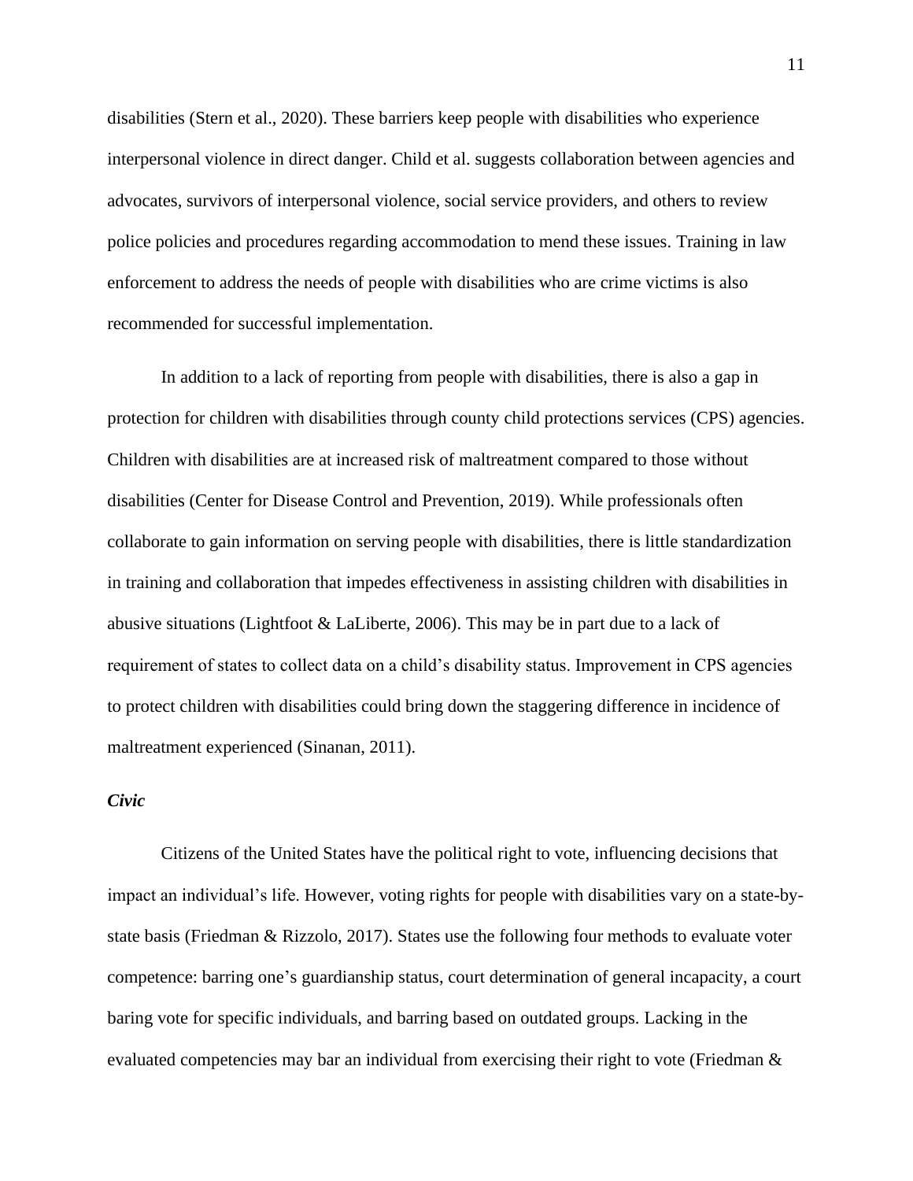disabilities (Stern et al., 2020). These barriers keep people with disabilities who experience interpersonal violence in direct danger. Child et al. suggests collaboration between agencies and advocates, survivors of interpersonal violence, social service providers, and others to review police policies and procedures regarding accommodation to mend these issues. Training in law enforcement to address the needs of people with disabilities who are crime victims is also recommended for successful implementation.

In addition to a lack of reporting from people with disabilities, there is also a gap in protection for children with disabilities through county child protections services (CPS) agencies. Children with disabilities are at increased risk of maltreatment compared to those without disabilities (Center for Disease Control and Prevention, 2019). While professionals often collaborate to gain information on serving people with disabilities, there is little standardization in training and collaboration that impedes effectiveness in assisting children with disabilities in abusive situations (Lightfoot & LaLiberte, 2006). This may be in part due to a lack of requirement of states to collect data on a child's disability status. Improvement in CPS agencies to protect children with disabilities could bring down the staggering difference in incidence of maltreatment experienced (Sinanan, 2011).

### *Civic*

Citizens of the United States have the political right to vote, influencing decisions that impact an individual's life. However, voting rights for people with disabilities vary on a state-by-state basis (Friedman & Rizzolo, 2017). States use the following four methods to evaluate voter competence: barring one's guardianship status, court determination of general incapacity, a court baring vote for specific individuals, and barring based on outdated groups. Lacking in the evaluated competencies may bar an individual from exercising their right to vote (Friedman &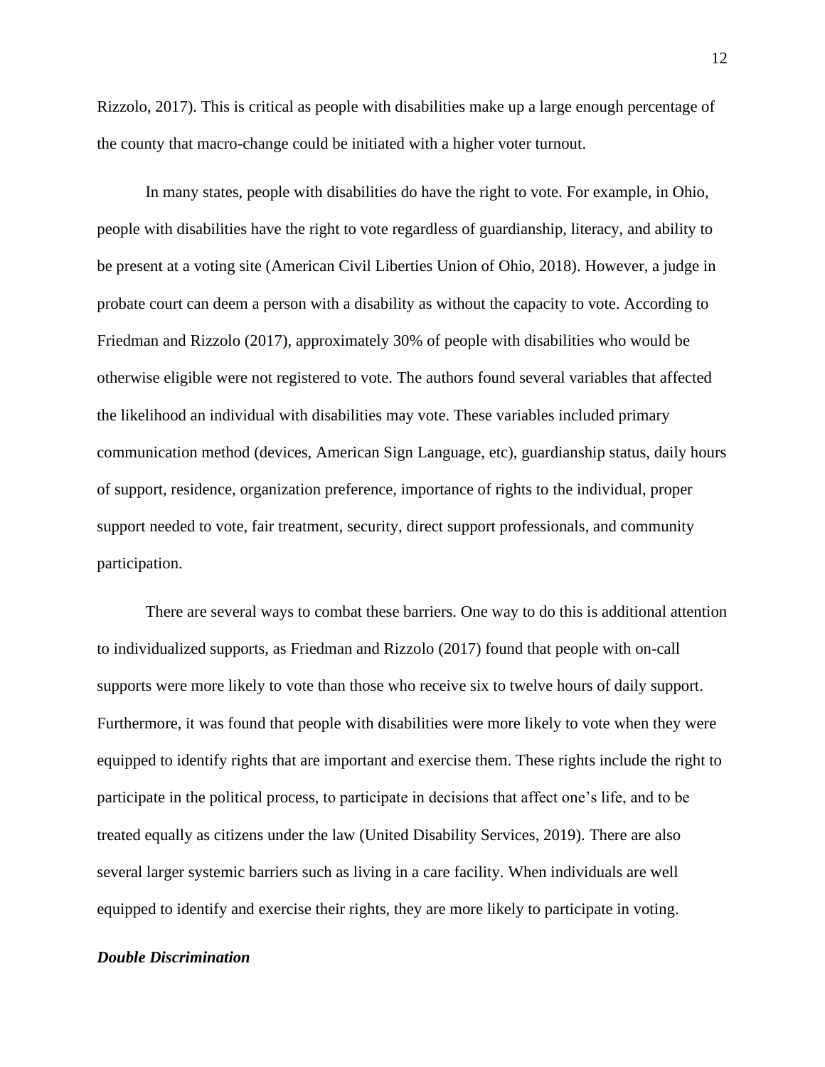Rizzolo, 2017). This is critical as people with disabilities make up a large enough percentage of the county that macro-change could be initiated with a higher voter turnout.

In many states, people with disabilities do have the right to vote. For example, in Ohio, people with disabilities have the right to vote regardless of guardianship, literacy, and ability to be present at a voting site (American Civil Liberties Union of Ohio, 2018). However, a judge in probate court can deem a person with a disability as without the capacity to vote. According to Friedman and Rizzolo (2017), approximately 30% of people with disabilities who would be otherwise eligible were not registered to vote. The authors found several variables that affected the likelihood an individual with disabilities may vote. These variables included primary communication method (devices, American Sign Language, etc), guardianship status, daily hours of support, residence, organization preference, importance of rights to the individual, proper support needed to vote, fair treatment, security, direct support professionals, and community participation.

There are several ways to combat these barriers. One way to do this is additional attention to individualized supports, as Friedman and Rizzolo (2017) found that people with on-call supports were more likely to vote than those who receive six to twelve hours of daily support. Furthermore, it was found that people with disabilities were more likely to vote when they were equipped to identify rights that are important and exercise them. These rights include the right to participate in the political process, to participate in decisions that affect one's life, and to be treated equally as citizens under the law (United Disability Services, 2019). There are also several larger systemic barriers such as living in a care facility. When individuals are well equipped to identify and exercise their rights, they are more likely to participate in voting.

### ***Double Discrimination***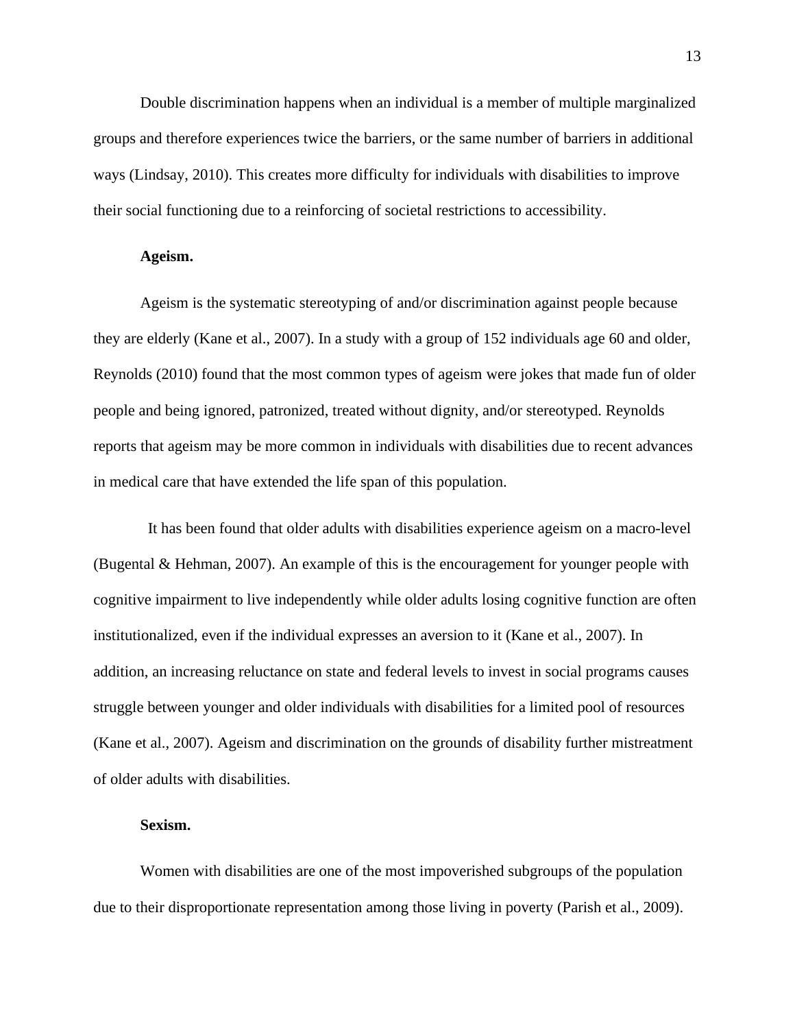Double discrimination happens when an individual is a member of multiple marginalized groups and therefore experiences twice the barriers, or the same number of barriers in additional ways (Lindsay, 2010). This creates more difficulty for individuals with disabilities to improve their social functioning due to a reinforcing of societal restrictions to accessibility.

**Ageism.**

Ageism is the systematic stereotyping of and/or discrimination against people because they are elderly (Kane et al., 2007). In a study with a group of 152 individuals age 60 and older, Reynolds (2010) found that the most common types of ageism were jokes that made fun of older people and being ignored, patronized, treated without dignity, and/or stereotyped. Reynolds reports that ageism may be more common in individuals with disabilities due to recent advances in medical care that have extended the life span of this population.

It has been found that older adults with disabilities experience ageism on a macro-level (Bugental & Hehman, 2007). An example of this is the encouragement for younger people with cognitive impairment to live independently while older adults losing cognitive function are often institutionalized, even if the individual expresses an aversion to it (Kane et al., 2007). In addition, an increasing reluctance on state and federal levels to invest in social programs causes struggle between younger and older individuals with disabilities for a limited pool of resources (Kane et al., 2007). Ageism and discrimination on the grounds of disability further mistreatment of older adults with disabilities.

**Sexism.**

Women with disabilities are one of the most impoverished subgroups of the population due to their disproportionate representation among those living in poverty (Parish et al., 2009).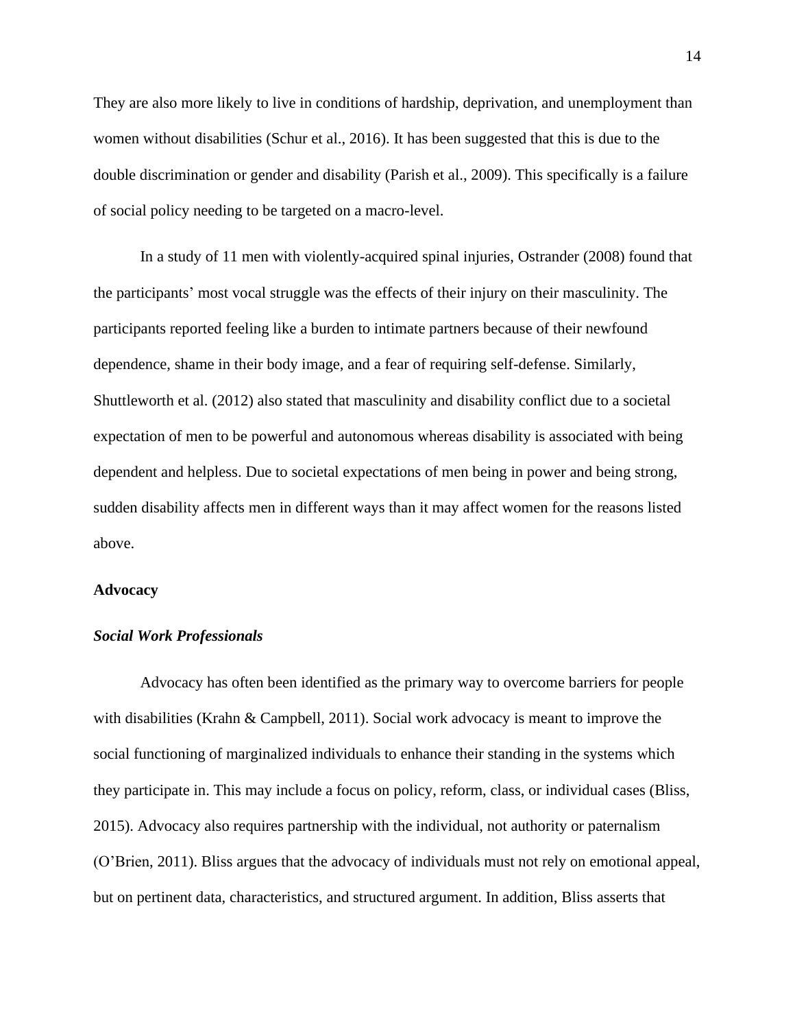They are also more likely to live in conditions of hardship, deprivation, and unemployment than women without disabilities (Schur et al., 2016). It has been suggested that this is due to the double discrimination or gender and disability (Parish et al., 2009). This specifically is a failure of social policy needing to be targeted on a macro-level.

In a study of 11 men with violently-acquired spinal injuries, Ostrander (2008) found that the participants' most vocal struggle was the effects of their injury on their masculinity. The participants reported feeling like a burden to intimate partners because of their newfound dependence, shame in their body image, and a fear of requiring self-defense. Similarly, Shuttleworth et al. (2012) also stated that masculinity and disability conflict due to a societal expectation of men to be powerful and autonomous whereas disability is associated with being dependent and helpless. Due to societal expectations of men being in power and being strong, sudden disability affects men in different ways than it may affect women for the reasons listed above.

## Advocacy

### *Social Work Professionals*

Advocacy has often been identified as the primary way to overcome barriers for people with disabilities (Krahn & Campbell, 2011). Social work advocacy is meant to improve the social functioning of marginalized individuals to enhance their standing in the systems which they participate in. This may include a focus on policy, reform, class, or individual cases (Bliss, 2015). Advocacy also requires partnership with the individual, not authority or paternalism (O'Brien, 2011). Bliss argues that the advocacy of individuals must not rely on emotional appeal, but on pertinent data, characteristics, and structured argument. In addition, Bliss asserts that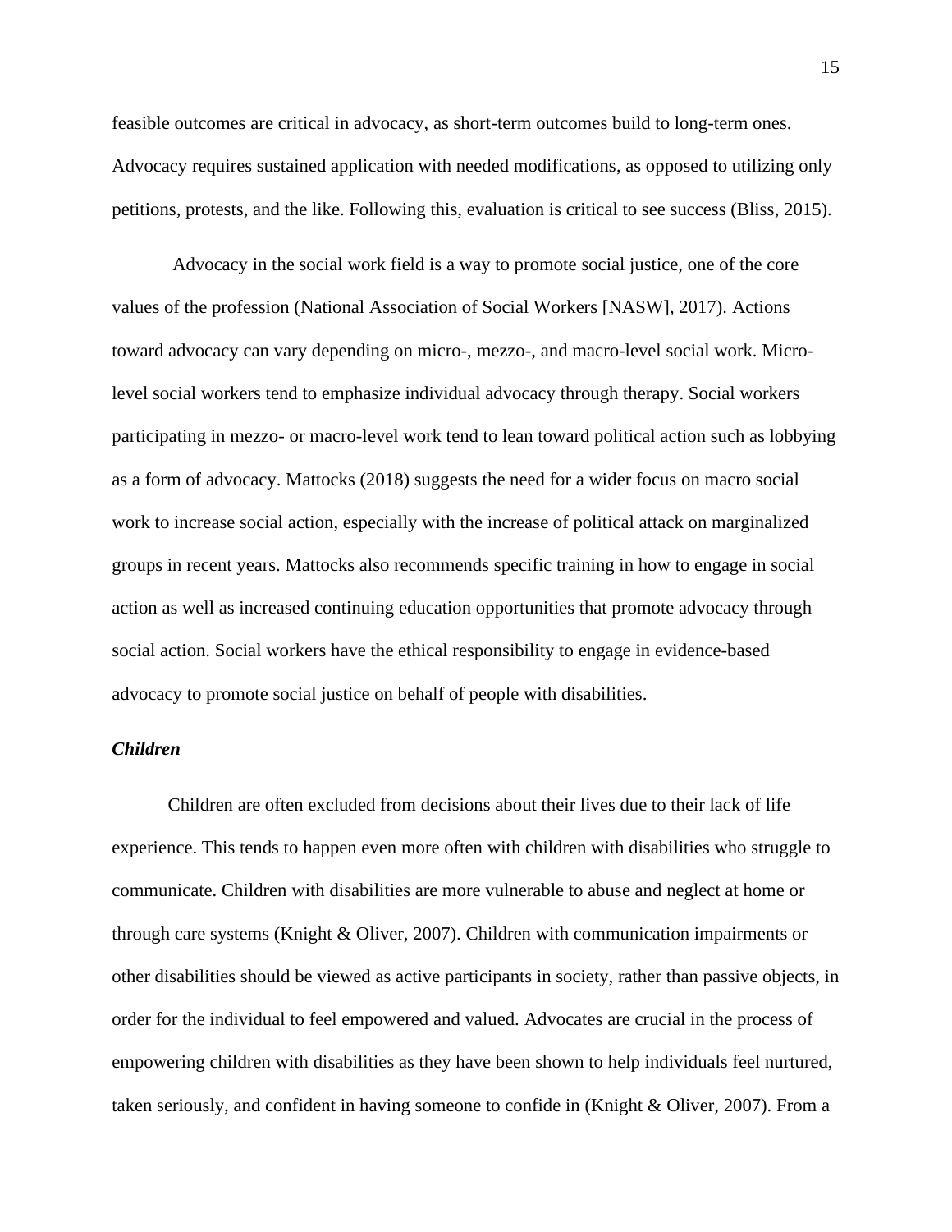feasible outcomes are critical in advocacy, as short-term outcomes build to long-term ones. Advocacy requires sustained application with needed modifications, as opposed to utilizing only petitions, protests, and the like. Following this, evaluation is critical to see success (Bliss, 2015).

Advocacy in the social work field is a way to promote social justice, one of the core values of the profession (National Association of Social Workers [NASW], 2017). Actions toward advocacy can vary depending on micro-, mezzo-, and macro-level social work. Micro-level social workers tend to emphasize individual advocacy through therapy. Social workers participating in mezzo- or macro-level work tend to lean toward political action such as lobbying as a form of advocacy. Mattocks (2018) suggests the need for a wider focus on macro social work to increase social action, especially with the increase of political attack on marginalized groups in recent years. Mattocks also recommends specific training in how to engage in social action as well as increased continuing education opportunities that promote advocacy through social action. Social workers have the ethical responsibility to engage in evidence-based advocacy to promote social justice on behalf of people with disabilities.

### *Children*

Children are often excluded from decisions about their lives due to their lack of life experience. This tends to happen even more often with children with disabilities who struggle to communicate. Children with disabilities are more vulnerable to abuse and neglect at home or through care systems (Knight & Oliver, 2007). Children with communication impairments or other disabilities should be viewed as active participants in society, rather than passive objects, in order for the individual to feel empowered and valued. Advocates are crucial in the process of empowering children with disabilities as they have been shown to help individuals feel nurtured, taken seriously, and confident in having someone to confide in (Knight & Oliver, 2007). From a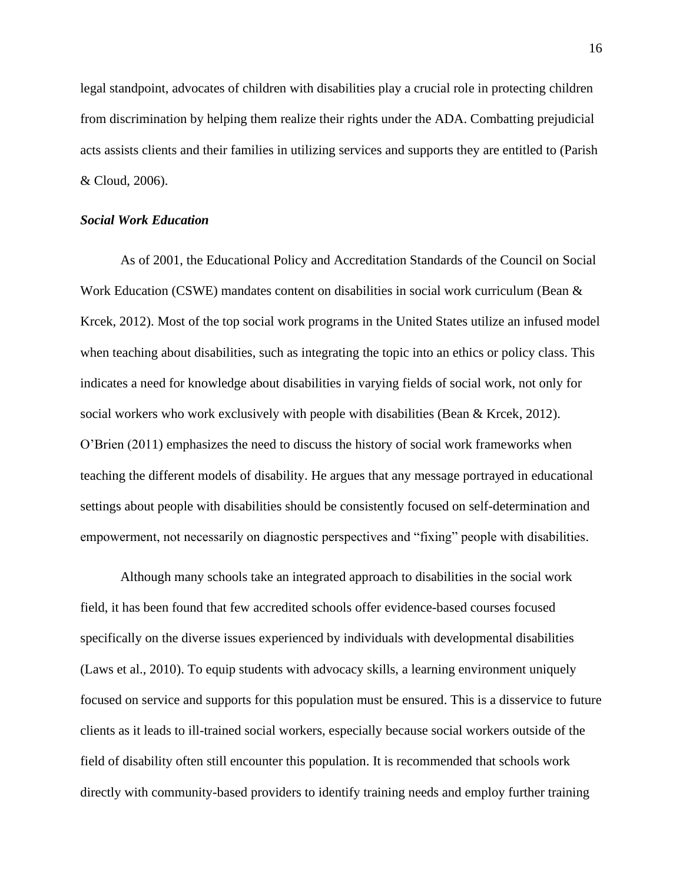legal standpoint, advocates of children with disabilities play a crucial role in protecting children from discrimination by helping them realize their rights under the ADA. Combatting prejudicial acts assists clients and their families in utilizing services and supports they are entitled to (Parish & Cloud, 2006).

### *Social Work Education*

As of 2001, the Educational Policy and Accreditation Standards of the Council on Social Work Education (CSWE) mandates content on disabilities in social work curriculum (Bean & Krcek, 2012). Most of the top social work programs in the United States utilize an infused model when teaching about disabilities, such as integrating the topic into an ethics or policy class. This indicates a need for knowledge about disabilities in varying fields of social work, not only for social workers who work exclusively with people with disabilities (Bean & Krcek, 2012). O'Brien (2011) emphasizes the need to discuss the history of social work frameworks when teaching the different models of disability. He argues that any message portrayed in educational settings about people with disabilities should be consistently focused on self-determination and empowerment, not necessarily on diagnostic perspectives and "fixing" people with disabilities.

Although many schools take an integrated approach to disabilities in the social work field, it has been found that few accredited schools offer evidence-based courses focused specifically on the diverse issues experienced by individuals with developmental disabilities (Laws et al., 2010). To equip students with advocacy skills, a learning environment uniquely focused on service and supports for this population must be ensured. This is a disservice to future clients as it leads to ill-trained social workers, especially because social workers outside of the field of disability often still encounter this population. It is recommended that schools work directly with community-based providers to identify training needs and employ further training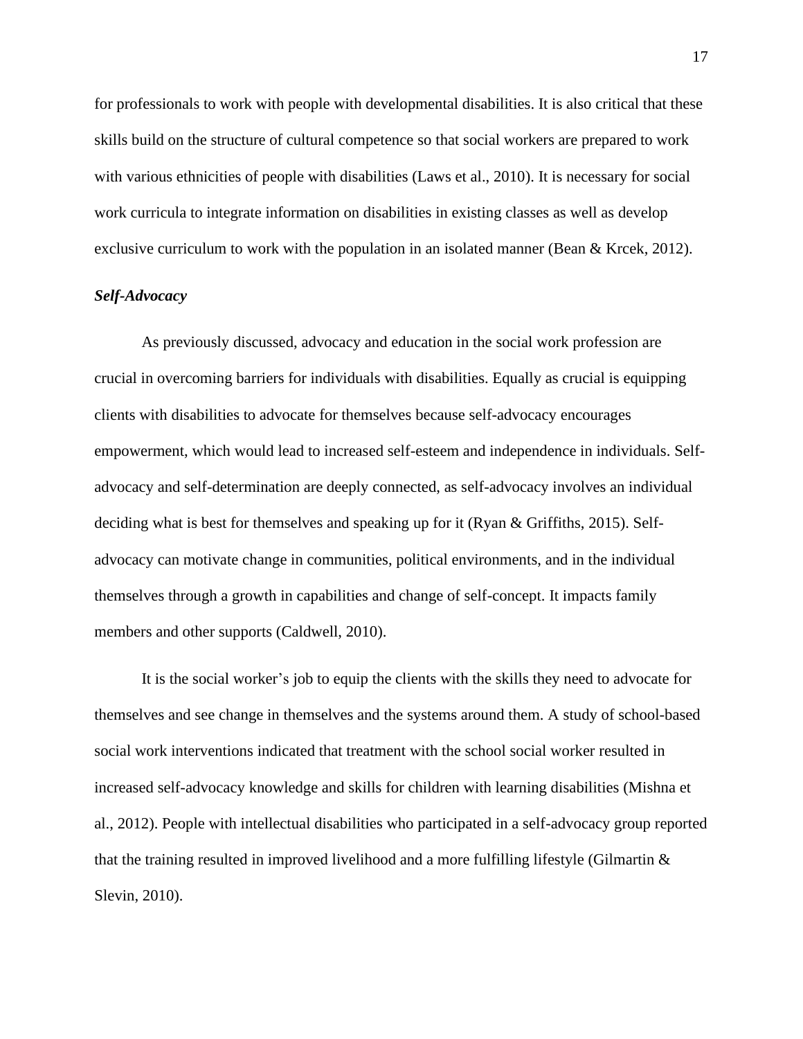for professionals to work with people with developmental disabilities. It is also critical that these skills build on the structure of cultural competence so that social workers are prepared to work with various ethnicities of people with disabilities (Laws et al., 2010). It is necessary for social work curricula to integrate information on disabilities in existing classes as well as develop exclusive curriculum to work with the population in an isolated manner (Bean & Krcek, 2012).

### *Self-Advocacy*

As previously discussed, advocacy and education in the social work profession are crucial in overcoming barriers for individuals with disabilities. Equally as crucial is equipping clients with disabilities to advocate for themselves because self-advocacy encourages empowerment, which would lead to increased self-esteem and independence in individuals. Self-advocacy and self-determination are deeply connected, as self-advocacy involves an individual deciding what is best for themselves and speaking up for it (Ryan & Griffiths, 2015). Self-advocacy can motivate change in communities, political environments, and in the individual themselves through a growth in capabilities and change of self-concept. It impacts family members and other supports (Caldwell, 2010).

It is the social worker's job to equip the clients with the skills they need to advocate for themselves and see change in themselves and the systems around them. A study of school-based social work interventions indicated that treatment with the school social worker resulted in increased self-advocacy knowledge and skills for children with learning disabilities (Mishna et al., 2012). People with intellectual disabilities who participated in a self-advocacy group reported that the training resulted in improved livelihood and a more fulfilling lifestyle (Gilmartin & Slevin, 2010).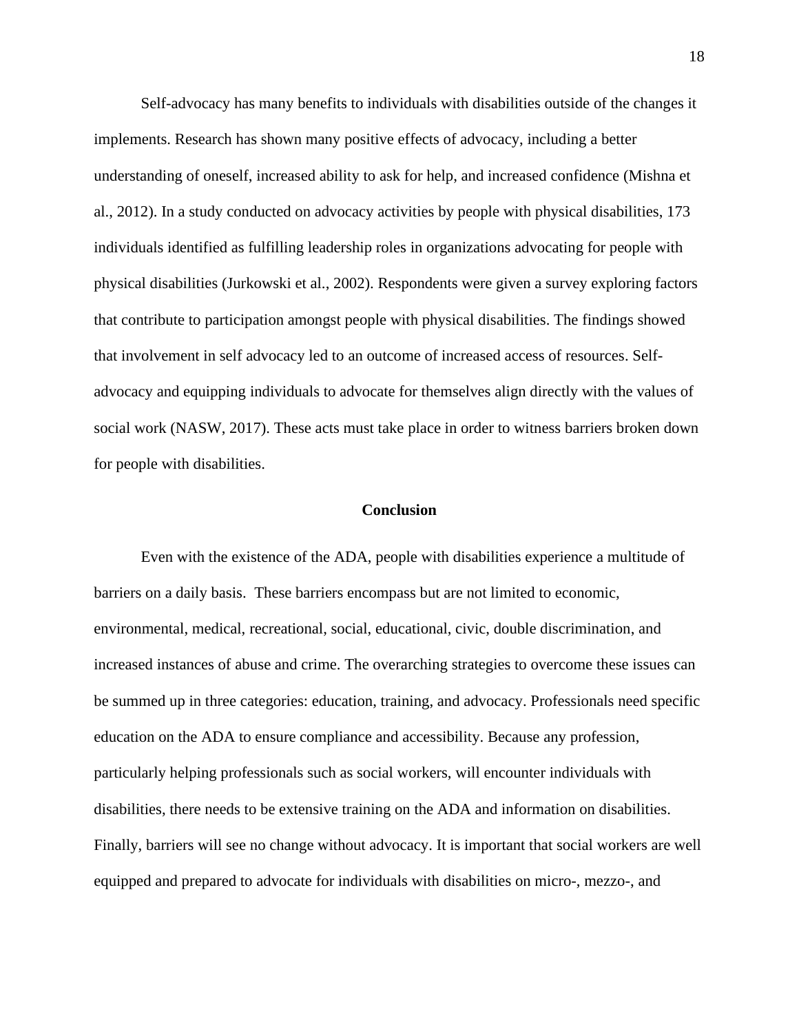Self-advocacy has many benefits to individuals with disabilities outside of the changes it implements. Research has shown many positive effects of advocacy, including a better understanding of oneself, increased ability to ask for help, and increased confidence (Mishna et al., 2012). In a study conducted on advocacy activities by people with physical disabilities, 173 individuals identified as fulfilling leadership roles in organizations advocating for people with physical disabilities (Jurkowski et al., 2002). Respondents were given a survey exploring factors that contribute to participation amongst people with physical disabilities. The findings showed that involvement in self advocacy led to an outcome of increased access of resources. Self-advocacy and equipping individuals to advocate for themselves align directly with the values of social work (NASW, 2017). These acts must take place in order to witness barriers broken down for people with disabilities.

## Conclusion

Even with the existence of the ADA, people with disabilities experience a multitude of barriers on a daily basis. These barriers encompass but are not limited to economic, environmental, medical, recreational, social, educational, civic, double discrimination, and increased instances of abuse and crime. The overarching strategies to overcome these issues can be summed up in three categories: education, training, and advocacy. Professionals need specific education on the ADA to ensure compliance and accessibility. Because any profession, particularly helping professionals such as social workers, will encounter individuals with disabilities, there needs to be extensive training on the ADA and information on disabilities. Finally, barriers will see no change without advocacy. It is important that social workers are well equipped and prepared to advocate for individuals with disabilities on micro-, mezzo-, and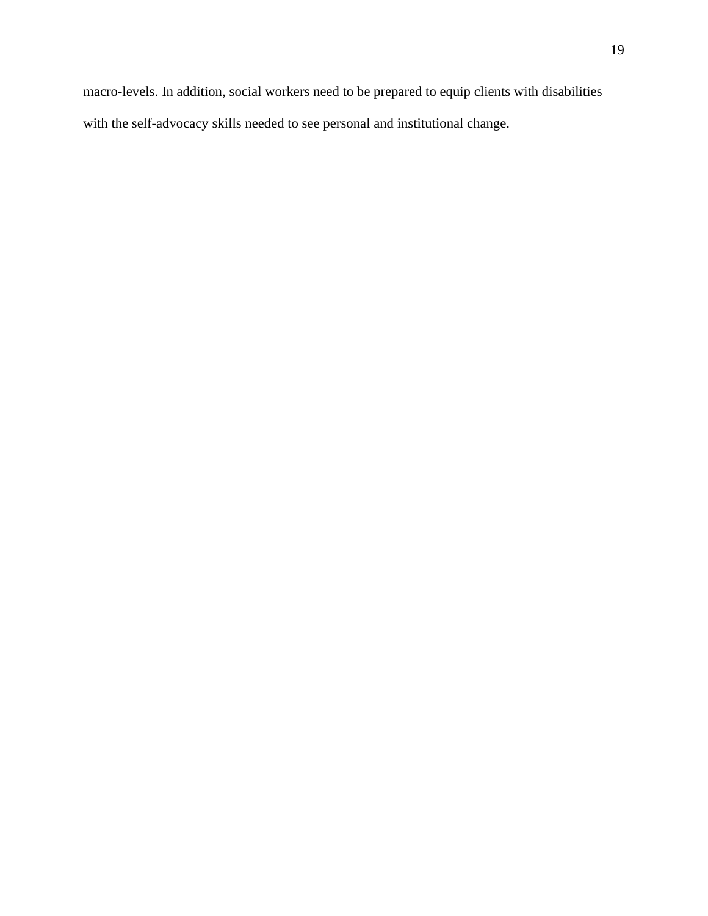macro-levels. In addition, social workers need to be prepared to equip clients with disabilities with the self-advocacy skills needed to see personal and institutional change.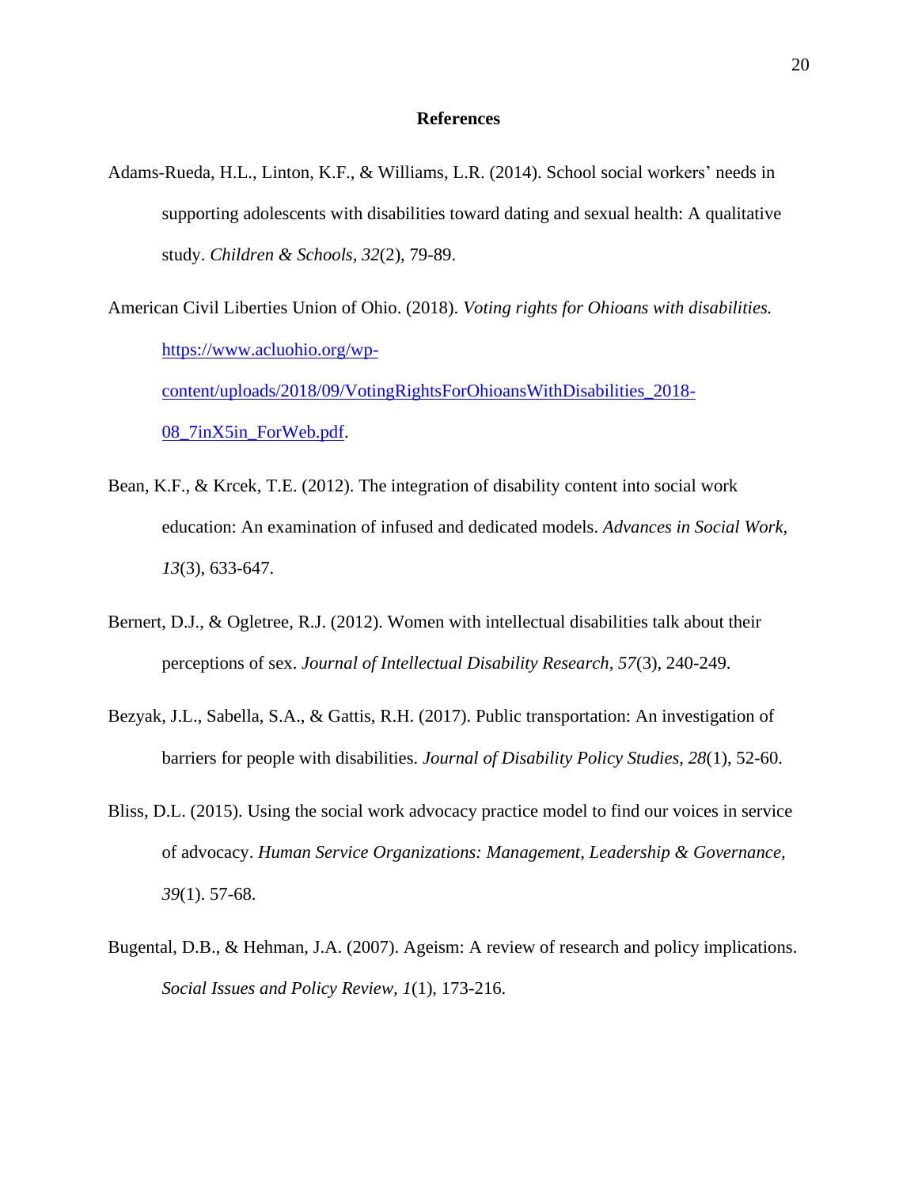## References

Adams-Rueda, H.L., Linton, K.F., & Williams, L.R. (2014). School social workers' needs in supporting adolescents with disabilities toward dating and sexual health: A qualitative study. *Children & Schools, 32*(2), 79-89.

American Civil Liberties Union of Ohio. (2018). *Voting rights for Ohioans with disabilities.* [https://www.acluohio.org/wp-content/uploads/2018/09/VotingRightsForOhioansWithDisabilities_2018-08_7inX5in_ForWeb.pdf](https://www.acluohio.org/wp-content/uploads/2018/09/VotingRightsForOhioansWithDisabilities_2018-08_7inX5in_ForWeb.pdf).

Bean, K.F., & Krcek, T.E. (2012). The integration of disability content into social work education: An examination of infused and dedicated models. *Advances in Social Work, 13*(3), 633-647.

Bernert, D.J., & Ogletree, R.J. (2012). Women with intellectual disabilities talk about their perceptions of sex. *Journal of Intellectual Disability Research, 57*(3), 240-249.

Bezyak, J.L., Sabella, S.A., & Gattis, R.H. (2017). Public transportation: An investigation of barriers for people with disabilities. *Journal of Disability Policy Studies, 28*(1), 52-60.

Bliss, D.L. (2015). Using the social work advocacy practice model to find our voices in service of advocacy. *Human Service Organizations: Management, Leadership & Governance, 39*(1). 57-68.

Bugental, D.B., & Hehman, J.A. (2007). Ageism: A review of research and policy implications. *Social Issues and Policy Review, 1*(1), 173-216.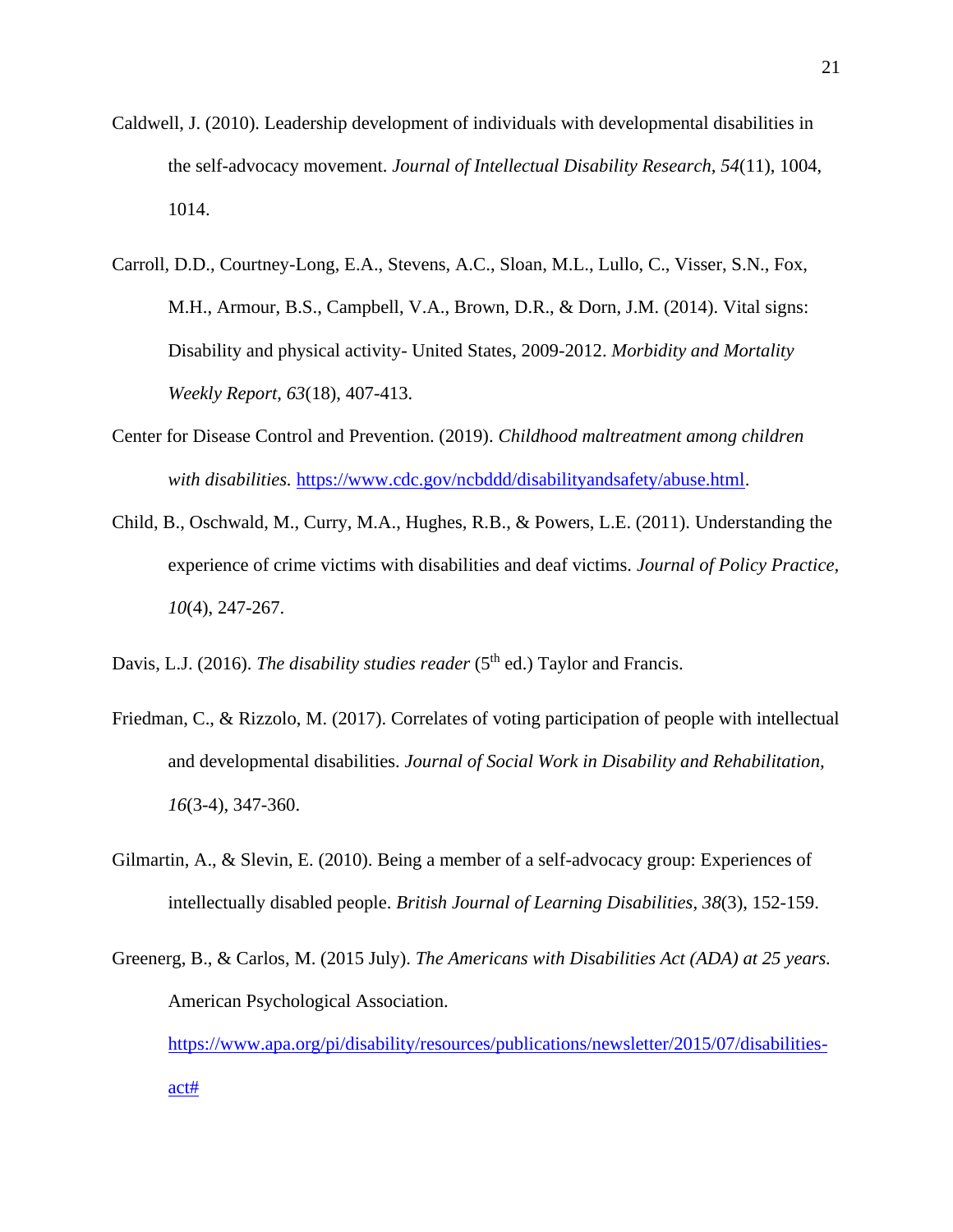Caldwell, J. (2010). Leadership development of individuals with developmental disabilities in the self-advocacy movement. *Journal of Intellectual Disability Research, 54*(11), 1004, 1014.

Carroll, D.D., Courtney-Long, E.A., Stevens, A.C., Sloan, M.L., Lullo, C., Visser, S.N., Fox, M.H., Armour, B.S., Campbell, V.A., Brown, D.R., & Dorn, J.M. (2014). Vital signs: Disability and physical activity- United States, 2009-2012. *Morbidity and Mortality Weekly Report, 63*(18), 407-413.

Center for Disease Control and Prevention. (2019). *Childhood maltreatment among children with disabilities.* https://www.cdc.gov/ncbddd/disabilityandsafety/abuse.html.

Child, B., Oschwald, M., Curry, M.A., Hughes, R.B., & Powers, L.E. (2011). Understanding the experience of crime victims with disabilities and deaf victims. *Journal of Policy Practice, 10*(4), 247-267.

Davis, L.J. (2016). *The disability studies reader* (5th ed.) Taylor and Francis.

Friedman, C., & Rizzolo, M. (2017). Correlates of voting participation of people with intellectual and developmental disabilities. *Journal of Social Work in Disability and Rehabilitation, 16*(3-4), 347-360.

Gilmartin, A., & Slevin, E. (2010). Being a member of a self-advocacy group: Experiences of intellectually disabled people. *British Journal of Learning Disabilities, 38*(3), 152-159.

Greenerg, B., & Carlos, M. (2015 July). *The Americans with Disabilities Act (ADA) at 25 years.* American Psychological Association. https://www.apa.org/pi/disability/resources/publications/newsletter/2015/07/disabilities-act#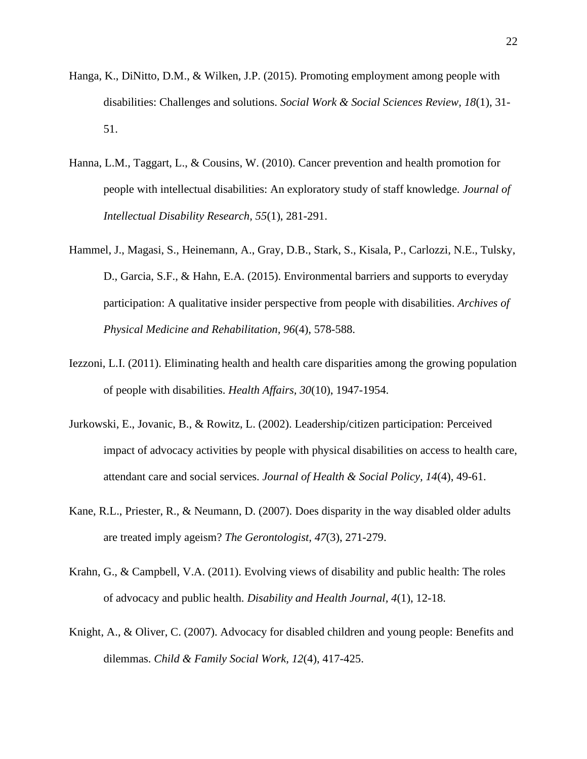Hanga, K., DiNitto, D.M., & Wilken, J.P. (2015). Promoting employment among people with disabilities: Challenges and solutions. *Social Work & Social Sciences Review, 18*(1), 31-51.

Hanna, L.M., Taggart, L., & Cousins, W. (2010). Cancer prevention and health promotion for people with intellectual disabilities: An exploratory study of staff knowledge. *Journal of Intellectual Disability Research, 55*(1), 281-291.

Hammel, J., Magasi, S., Heinemann, A., Gray, D.B., Stark, S., Kisala, P., Carlozzi, N.E., Tulsky, D., Garcia, S.F., & Hahn, E.A. (2015). Environmental barriers and supports to everyday participation: A qualitative insider perspective from people with disabilities. *Archives of Physical Medicine and Rehabilitation, 96*(4), 578-588.

Iezzoni, L.I. (2011). Eliminating health and health care disparities among the growing population of people with disabilities. *Health Affairs, 30*(10), 1947-1954.

Jurkowski, E., Jovanic, B., & Rowitz, L. (2002). Leadership/citizen participation: Perceived impact of advocacy activities by people with physical disabilities on access to health care, attendant care and social services. *Journal of Health & Social Policy, 14*(4), 49-61.

Kane, R.L., Priester, R., & Neumann, D. (2007). Does disparity in the way disabled older adults are treated imply ageism? *The Gerontologist, 47*(3), 271-279.

Krahn, G., & Campbell, V.A. (2011). Evolving views of disability and public health: The roles of advocacy and public health. *Disability and Health Journal, 4*(1), 12-18.

Knight, A., & Oliver, C. (2007). Advocacy for disabled children and young people: Benefits and dilemmas. *Child & Family Social Work, 12*(4), 417-425.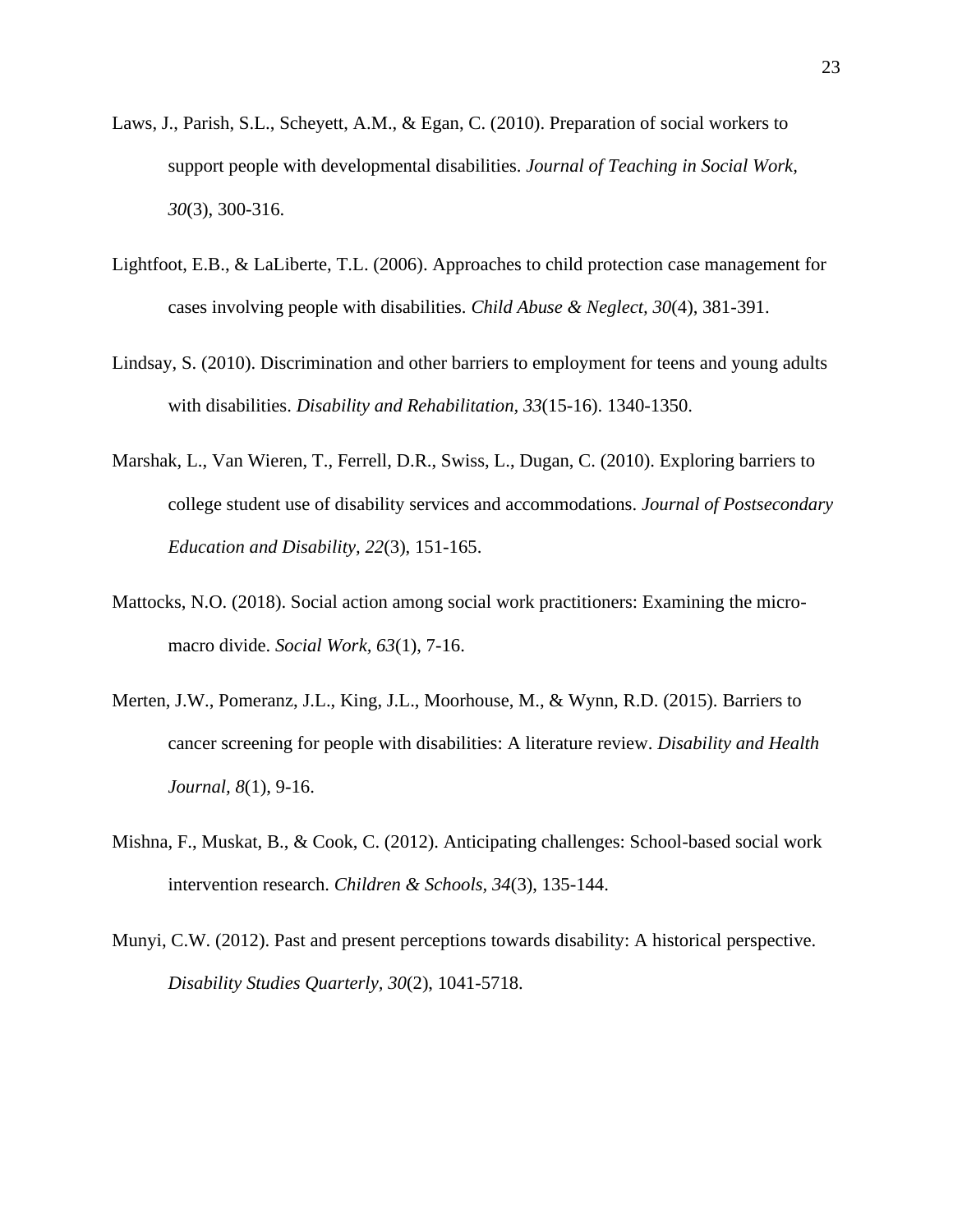Laws, J., Parish, S.L., Scheyett, A.M., & Egan, C. (2010). Preparation of social workers to support people with developmental disabilities. *Journal of Teaching in Social Work, 30*(3), 300-316.

Lightfoot, E.B., & LaLiberte, T.L. (2006). Approaches to child protection case management for cases involving people with disabilities. *Child Abuse & Neglect, 30*(4), 381-391.

Lindsay, S. (2010). Discrimination and other barriers to employment for teens and young adults with disabilities. *Disability and Rehabilitation, 33*(15-16). 1340-1350.

Marshak, L., Van Wieren, T., Ferrell, D.R., Swiss, L., Dugan, C. (2010). Exploring barriers to college student use of disability services and accommodations. *Journal of Postsecondary Education and Disability, 22*(3), 151-165.

Mattocks, N.O. (2018). Social action among social work practitioners: Examining the micro-macro divide. *Social Work, 63*(1), 7-16.

Merten, J.W., Pomeranz, J.L., King, J.L., Moorhouse, M., & Wynn, R.D. (2015). Barriers to cancer screening for people with disabilities: A literature review. *Disability and Health Journal, 8*(1), 9-16.

Mishna, F., Muskat, B., & Cook, C. (2012). Anticipating challenges: School-based social work intervention research. *Children & Schools, 34*(3), 135-144.

Munyi, C.W. (2012). Past and present perceptions towards disability: A historical perspective. *Disability Studies Quarterly, 30*(2), 1041-5718.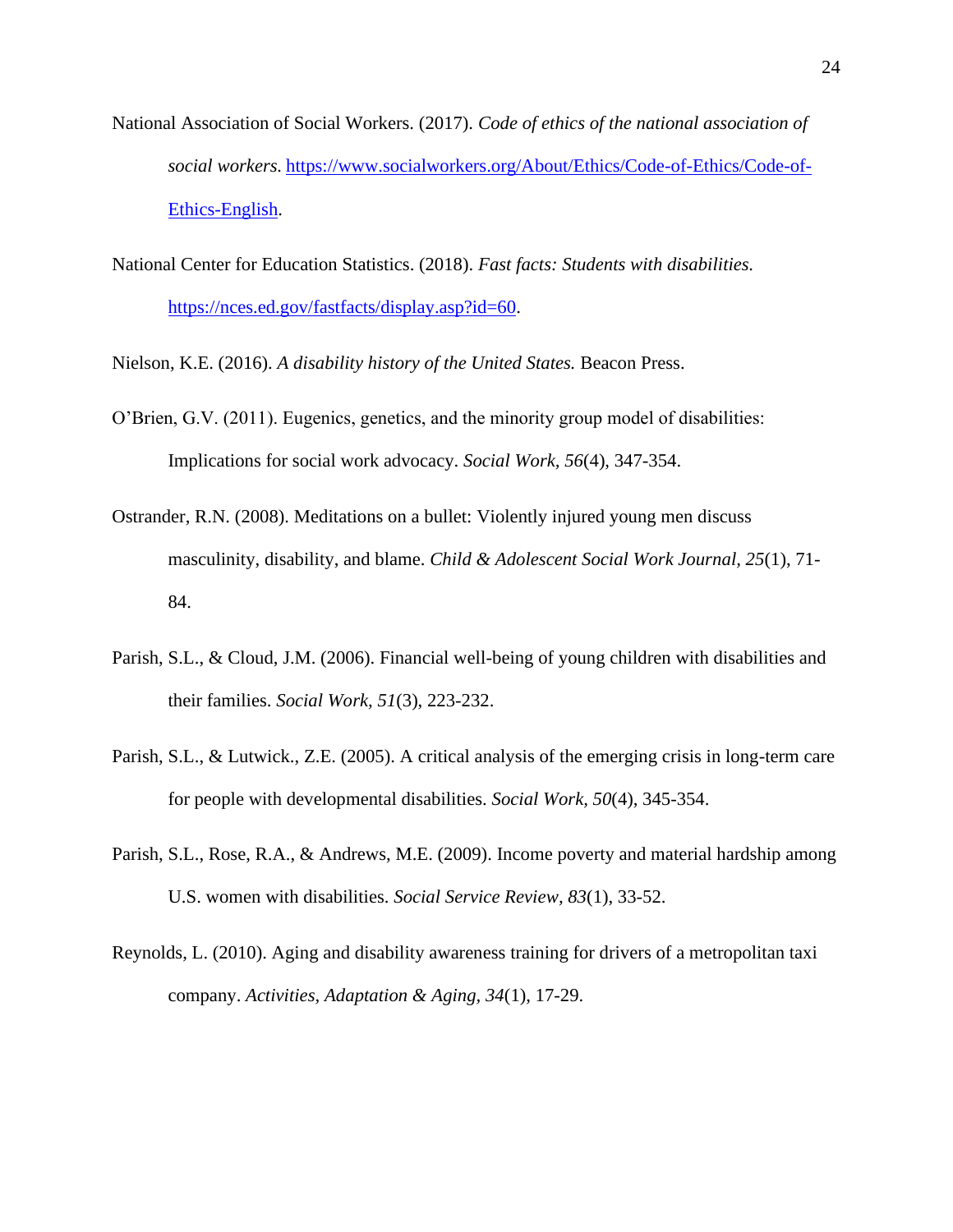National Association of Social Workers. (2017). *Code of ethics of the national association of social workers.* https://www.socialworkers.org/About/Ethics/Code-of-Ethics/Code-of-Ethics-English.

National Center for Education Statistics. (2018). *Fast facts: Students with disabilities.* https://nces.ed.gov/fastfacts/display.asp?id=60.

Nielson, K.E. (2016). *A disability history of the United States.* Beacon Press.

O'Brien, G.V. (2011). Eugenics, genetics, and the minority group model of disabilities: Implications for social work advocacy. *Social Work, 56*(4), 347-354.

Ostrander, R.N. (2008). Meditations on a bullet: Violently injured young men discuss masculinity, disability, and blame. *Child & Adolescent Social Work Journal, 25*(1), 71-84.

Parish, S.L., & Cloud, J.M. (2006). Financial well-being of young children with disabilities and their families. *Social Work, 51*(3), 223-232.

Parish, S.L., & Lutwick., Z.E. (2005). A critical analysis of the emerging crisis in long-term care for people with developmental disabilities. *Social Work, 50*(4), 345-354.

Parish, S.L., Rose, R.A., & Andrews, M.E. (2009). Income poverty and material hardship among U.S. women with disabilities. *Social Service Review, 83*(1), 33-52.

Reynolds, L. (2010). Aging and disability awareness training for drivers of a metropolitan taxi company. *Activities, Adaptation & Aging, 34*(1), 17-29.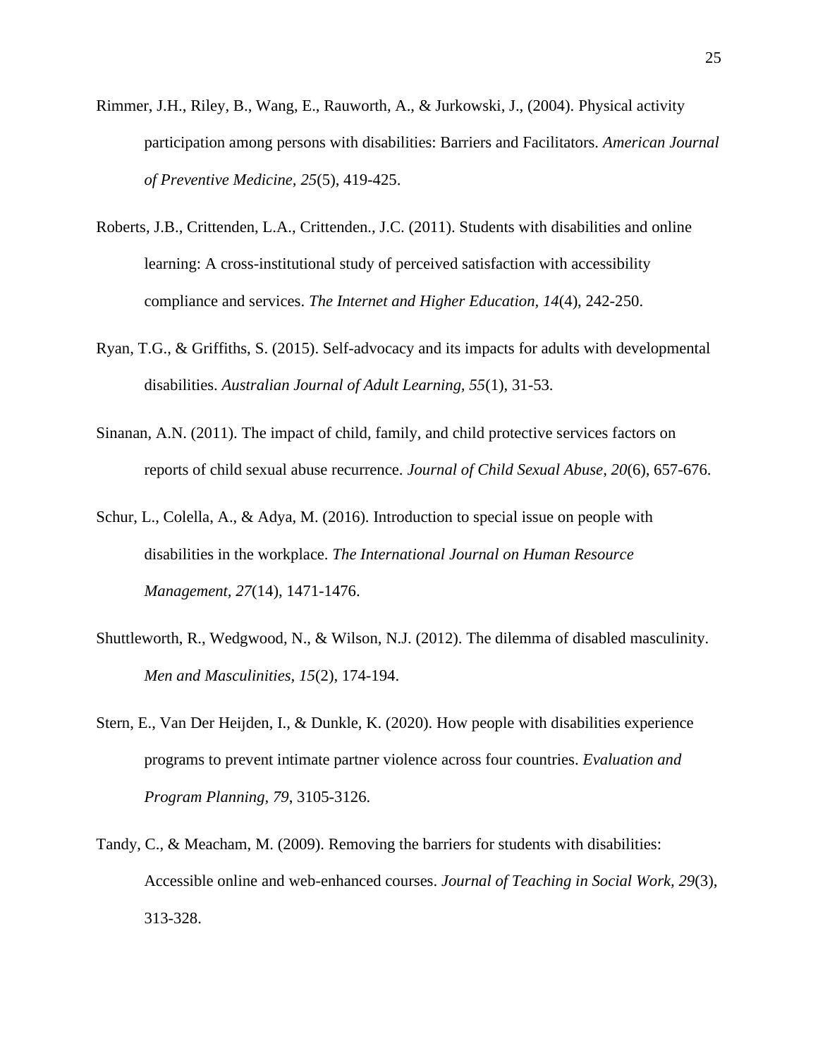Rimmer, J.H., Riley, B., Wang, E., Rauworth, A., & Jurkowski, J., (2004). Physical activity participation among persons with disabilities: Barriers and Facilitators. *American Journal of Preventive Medicine, 25*(5), 419-425.

Roberts, J.B., Crittenden, L.A., Crittenden., J.C. (2011). Students with disabilities and online learning: A cross-institutional study of perceived satisfaction with accessibility compliance and services. *The Internet and Higher Education, 14*(4), 242-250.

Ryan, T.G., & Griffiths, S. (2015). Self-advocacy and its impacts for adults with developmental disabilities. *Australian Journal of Adult Learning, 55*(1), 31-53.

Sinanan, A.N. (2011). The impact of child, family, and child protective services factors on reports of child sexual abuse recurrence. *Journal of Child Sexual Abuse, 20*(6), 657-676.

Schur, L., Colella, A., & Adya, M. (2016). Introduction to special issue on people with disabilities in the workplace. *The International Journal on Human Resource Management, 27*(14), 1471-1476.

Shuttleworth, R., Wedgwood, N., & Wilson, N.J. (2012). The dilemma of disabled masculinity. *Men and Masculinities, 15*(2), 174-194.

Stern, E., Van Der Heijden, I., & Dunkle, K. (2020). How people with disabilities experience programs to prevent intimate partner violence across four countries. *Evaluation and Program Planning, 79*, 3105-3126.

Tandy, C., & Meacham, M. (2009). Removing the barriers for students with disabilities: Accessible online and web-enhanced courses. *Journal of Teaching in Social Work, 29*(3), 313-328.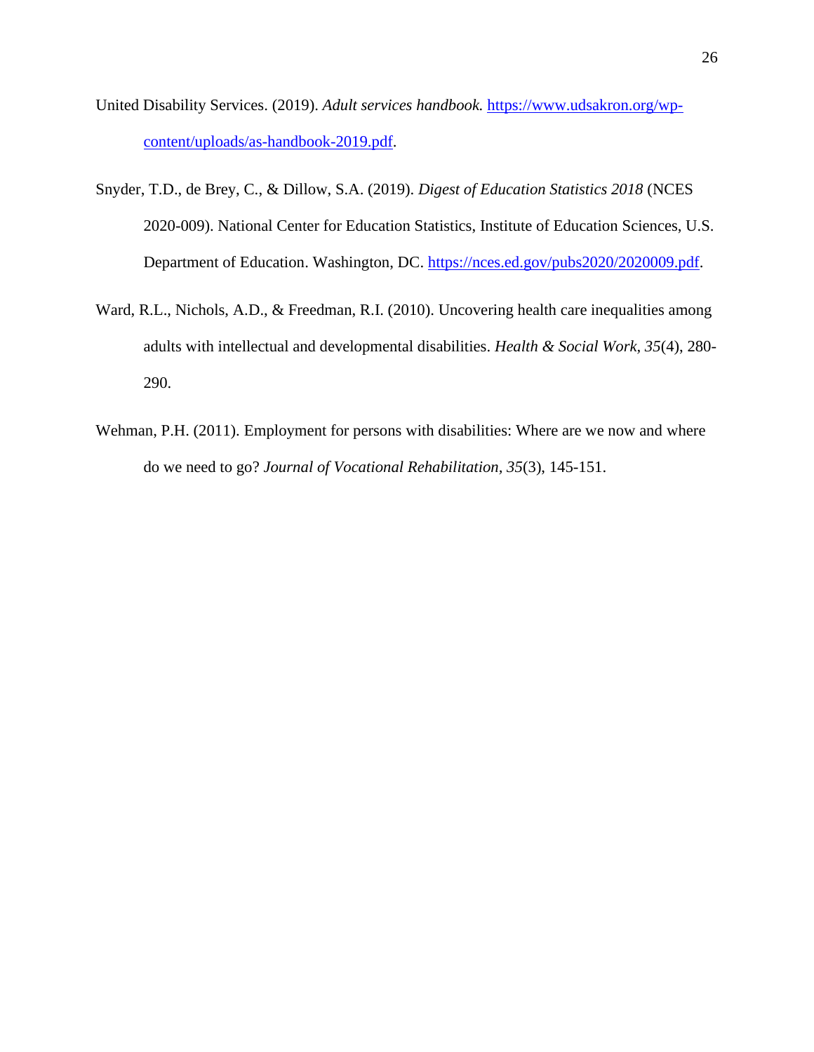United Disability Services. (2019). *Adult services handbook.* https://www.udsakron.org/wp-content/uploads/as-handbook-2019.pdf.

Snyder, T.D., de Brey, C., & Dillow, S.A. (2019). *Digest of Education Statistics 2018* (NCES 2020-009). National Center for Education Statistics, Institute of Education Sciences, U.S. Department of Education. Washington, DC. https://nces.ed.gov/pubs2020/2020009.pdf.

Ward, R.L., Nichols, A.D., & Freedman, R.I. (2010). Uncovering health care inequalities among adults with intellectual and developmental disabilities. *Health & Social Work, 35*(4), 280-290.

Wehman, P.H. (2011). Employment for persons with disabilities: Where are we now and where do we need to go? *Journal of Vocational Rehabilitation, 35*(3), 145-151.